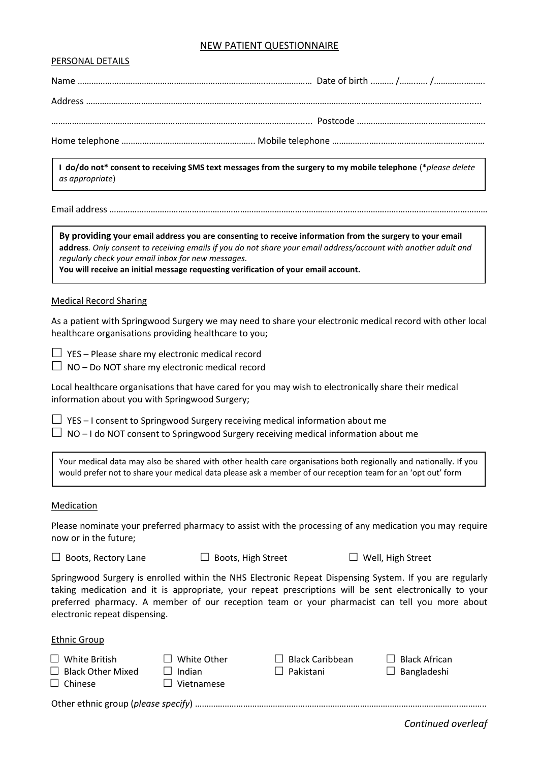# NEW PATIENT QUESTIONNAIRE

## PERSONAL DETAILS

Name ……………………………………………………………………………………………… Date of birth ………. /………. /………………

Address ……………………………………………………………………………………………………………………………………………

…………………………………………………………………………………………………… Postcode …………………………………………………

Home telephone ……………………………………………… Mobile telephone ……………………………………………………

> **I do/do not\* consent to receiving SMS text messages from the surgery to my mobile telephone** (*\*please delete as appropriate*)

Email address ………………………………………………………………………………………………………………………………………

> **By providing your email address you are consenting to receive information from the surgery to your email address**. *Only consent to receiving emails if you do not share your email address/account with another adult and regularly check your email inbox for new messages.*
> **You will receive an initial message requesting verification of your email account.**

## Medical Record Sharing

As a patient with Springwood Surgery we may need to share your electronic medical record with other local healthcare organisations providing healthcare to you;

☐ YES – Please share my electronic medical record
☐ NO – Do NOT share my electronic medical record

Local healthcare organisations that have cared for you may wish to electronically share their medical information about you with Springwood Surgery;

☐ YES – I consent to Springwood Surgery receiving medical information about me
☐ NO – I do NOT consent to Springwood Surgery receiving medical information about me

> Your medical data may also be shared with other health care organisations both regionally and nationally. If you would prefer not to share your medical data please ask a member of our reception team for an 'opt out' form

## Medication

Please nominate your preferred pharmacy to assist with the processing of any medication you may require now or in the future;

☐ Boots, Rectory Lane ☐ Boots, High Street ☐ Well, High Street

Springwood Surgery is enrolled within the NHS Electronic Repeat Dispensing System. If you are regularly taking medication and it is appropriate, your repeat prescriptions will be sent electronically to your preferred pharmacy. A member of our reception team or your pharmacist can tell you more about electronic repeat dispensing.

## Ethnic Group

☐ White British ☐ White Other ☐ Black Caribbean ☐ Black African
☐ Black Other Mixed ☐ Indian ☐ Pakistani ☐ Bangladeshi
☐ Chinese ☐ Vietnamese

Other ethnic group (*please specify*) ……………………………………………………………………………………………………

*Continued overleaf*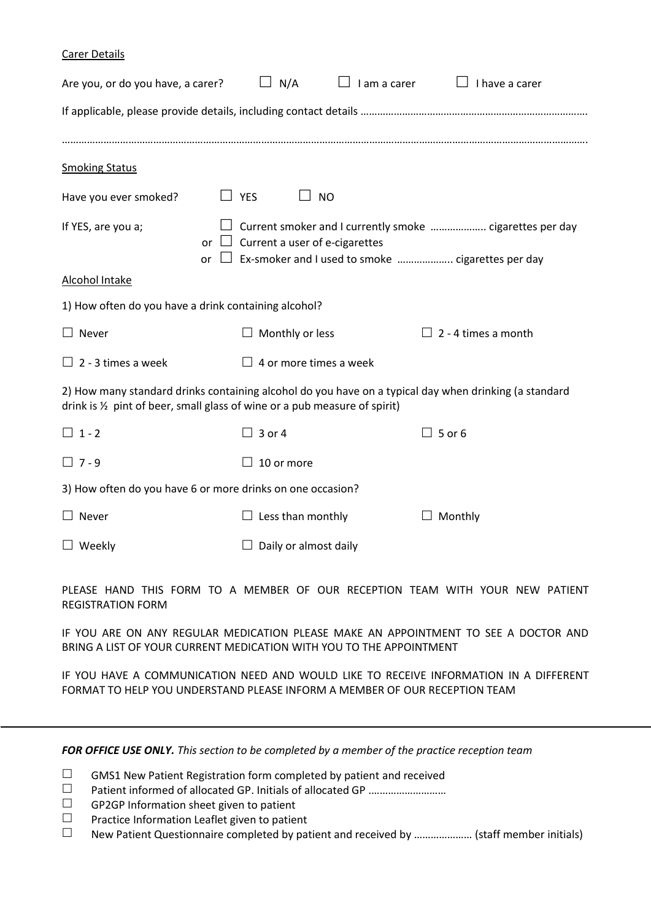Carer Details

Are you, or do you have, a carer? ☐ N/A ☐ I am a carer ☐ I have a carer

If applicable, please provide details, including contact details ………………………………………………………………………

……………………………………………………………………………………………………………………………………………………………

Smoking Status

Have you ever smoked? ☐ YES ☐ NO

If YES, are you a;
☐ Current smoker and I currently smoke ……………….. cigarettes per day
or ☐ Current a user of e-cigarettes
or ☐ Ex-smoker and I used to smoke ……………….. cigarettes per day

Alcohol Intake

1) How often do you have a drink containing alcohol?

☐ Never ☐ Monthly or less ☐ 2 - 4 times a month

☐ 2 - 3 times a week ☐ 4 or more times a week

2) How many standard drinks containing alcohol do you have on a typical day when drinking (a standard drink is ½ pint of beer, small glass of wine or a pub measure of spirit)

☐ 1 - 2 ☐ 3 or 4 ☐ 5 or 6

☐ 7 - 9 ☐ 10 or more

3) How often do you have 6 or more drinks on one occasion?

☐ Never ☐ Less than monthly ☐ Monthly

☐ Weekly ☐ Daily or almost daily

PLEASE HAND THIS FORM TO A MEMBER OF OUR RECEPTION TEAM WITH YOUR NEW PATIENT REGISTRATION FORM

IF YOU ARE ON ANY REGULAR MEDICATION PLEASE MAKE AN APPOINTMENT TO SEE A DOCTOR AND BRING A LIST OF YOUR CURRENT MEDICATION WITH YOU TO THE APPOINTMENT

IF YOU HAVE A COMMUNICATION NEED AND WOULD LIKE TO RECEIVE INFORMATION IN A DIFFERENT FORMAT TO HELP YOU UNDERSTAND PLEASE INFORM A MEMBER OF OUR RECEPTION TEAM

---

***FOR OFFICE USE ONLY.*** *This section to be completed by a member of the practice reception team*

☐ GMS1 New Patient Registration form completed by patient and received
☐ Patient informed of allocated GP. Initials of allocated GP ………………………
☐ GP2GP Information sheet given to patient
☐ Practice Information Leaflet given to patient
☐ New Patient Questionnaire completed by patient and received by ………………… (staff member initials)